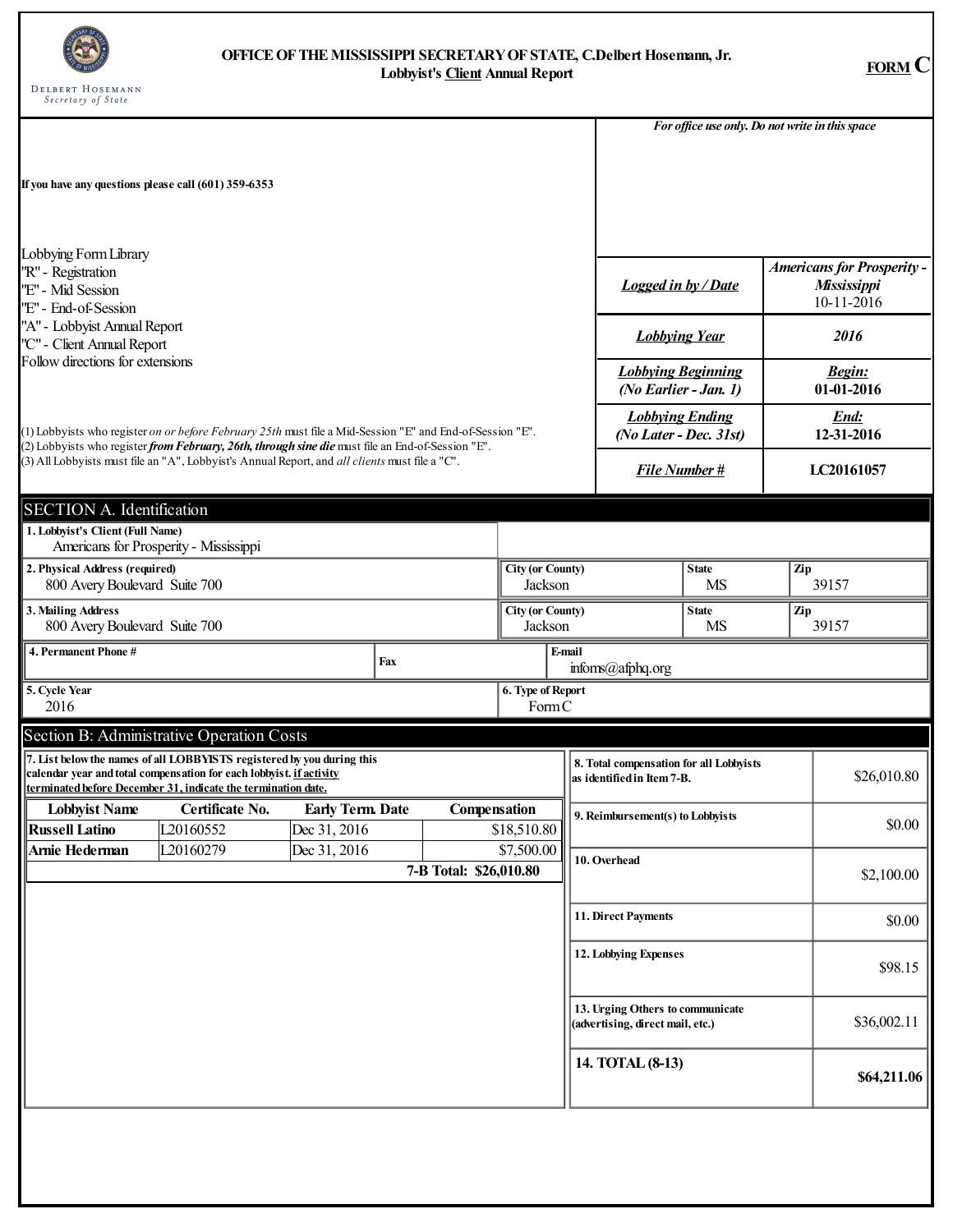# OFFICE OF THE MISSISSIPPI SECRETARY OF STATE, C.Delbert Hosemann, Jr.

## Lobbyist's Client Annual Report

**FORM C**

DELBERT HOSEMANN
*Secretary of State*

*For office use only. Do not write in this space*

If you have any questions please call (601) 359-6353

Lobbying Form Library
"R" - Registration
"E" - Mid Session
"E" - End-of-Session
"A" - Lobbyist Annual Report
"C" - Client Annual Report
Follow directions for extensions

(1) Lobbyists who register *on or before February 25th* must file a Mid-Session "E" and End-of-Session "E".
(2) Lobbyists who register ***from February, 26th, through sine die*** must file an End-of-Session "E".
(3) All Lobbyists must file an "A", Lobbyist's Annual Report, and *all clients* must file a "C".

| | |
|---|---|
| ***Logged in by / Date*** | ***Americans for Prosperity - Mississippi*** 10-11-2016 |
| ***Lobbying Year*** | ***2016*** |
| ***Lobbying Beginning (No Earlier - Jan. 1)*** | ***Begin:*** **01-01-2016** |
| ***Lobbying Ending (No Later - Dec. 31st)*** | ***End:*** **12-31-2016** |
| ***File Number #*** | **LC20161057** |

## SECTION A. Identification

**1. Lobbyist's Client (Full Name)**
Americans for Prosperity - Mississippi

| **2. Physical Address (required)** | **City (or County)** | **State** | **Zip** |
|---|---|---|---|
| 800 Avery Boulevard Suite 700 | Jackson | MS | 39157 |

| **3. Mailing Address** | **City (or County)** | **State** | **Zip** |
|---|---|---|---|
| 800 Avery Boulevard Suite 700 | Jackson | MS | 39157 |

| **4. Permanent Phone #** | **Fax** | **E-mail** |
|---|---|---|
| | | infoms@afphq.org |

| **5. Cycle Year** | **6. Type of Report** |
|---|---|
| 2016 | Form C |

## Section B: Administrative Operation Costs

**7. List below the names of all LOBBYISTS registered by you during this calendar year and total compensation for each lobbyist. if activity terminated before December 31, indicate the termination date.**

| Lobbyist Name | Certificate No. | Early Term. Date | Compensation |
|---|---|---|---|
| **Russell Latino** | L20160552 | Dec 31, 2016 | $18,510.80 |
| **Arnie Hederman** | L20160279 | Dec 31, 2016 | $7,500.00 |
| | | **7-B Total:** | **$26,010.80** |

| | |
|---|---|
| **8. Total compensation for all Lobbyists as identified in Item 7-B.** | $26,010.80 |
| **9. Reimbursement(s) to Lobbyists** | $0.00 |
| **10. Overhead** | $2,100.00 |
| **11. Direct Payments** | $0.00 |
| **12. Lobbying Expenses** | $98.15 |
| **13. Urging Others to communicate (advertising, direct mail, etc.)** | $36,002.11 |
| **14. TOTAL (8-13)** | **$64,211.06** |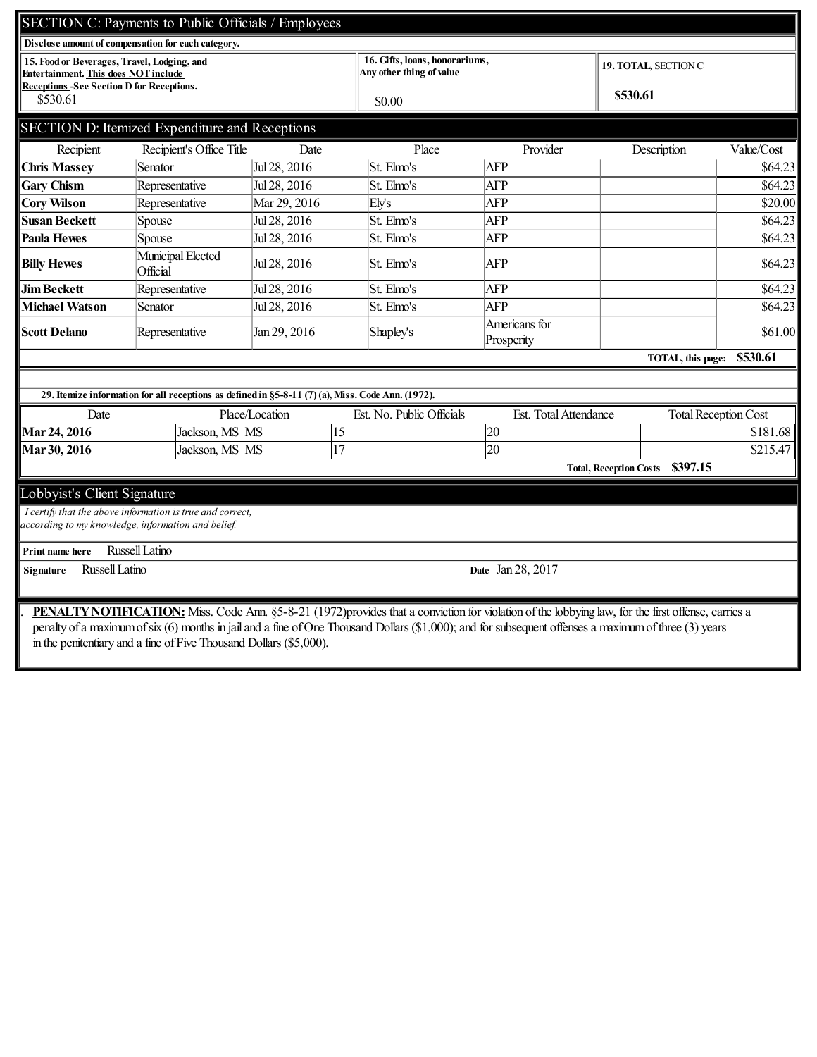## SECTION C: Payments to Public Officials / Employees

**Disclose amount of compensation for each category.**

| **15. Food or Beverages, Travel, Lodging, and Entertainment. This does NOT include Receptions -See Section D for Receptions.** | **16. Gifts, loans, honorariums, Any other thing of value** | **19. TOTAL, SECTION C** |
|---|---|---|
| $530.61 | $0.00 | **$530.61** |

## SECTION D: Itemized Expenditure and Receptions

| Recipient | Recipient's Office Title | Date | Place | Provider | Description | Value/Cost |
|---|---|---|---|---|---|---|
| **Chris Massey** | Senator | Jul 28, 2016 | St. Elmo's | AFP | | $64.23 |
| **Gary Chism** | Representative | Jul 28, 2016 | St. Elmo's | AFP | | $64.23 |
| **Cory Wilson** | Representative | Mar 29, 2016 | Ely's | AFP | | $20.00 |
| **Susan Beckett** | Spouse | Jul 28, 2016 | St. Elmo's | AFP | | $64.23 |
| **Paula Hewes** | Spouse | Jul 28, 2016 | St. Elmo's | AFP | | $64.23 |
| **Billy Hewes** | Municipal Elected Official | Jul 28, 2016 | St. Elmo's | AFP | | $64.23 |
| **Jim Beckett** | Representative | Jul 28, 2016 | St. Elmo's | AFP | | $64.23 |
| **Michael Watson** | Senator | Jul 28, 2016 | St. Elmo's | AFP | | $64.23 |
| **Scott Delano** | Representative | Jan 29, 2016 | Shapley's | Americans for Prosperity | | $61.00 |
| | | | | | **TOTAL, this page:** | **$530.61** |

**29. Itemize information for all receptions as defined in §5-8-11 (7) (a), Miss. Code Ann. (1972).**

| Date | Place/Location | Est. No. Public Officials | Est. Total Attendance | Total Reception Cost |
|---|---|---|---|---|
| **Mar 24, 2016** | Jackson, MS MS | 15 | 20 | $181.68 |
| **Mar 30, 2016** | Jackson, MS MS | 17 | 20 | $215.47 |
| | | | **Total, Reception Costs** | **$397.15** |

## Lobbyist's Client Signature

*I certify that the above information is true and correct, according to my knowledge, information and belief.*

**Print name here** Russell Latino

**Signature** Russell Latino **Date** Jan 28, 2017

**PENALTY NOTIFICATION:** Miss. Code Ann. §5-8-21 (1972)provides that a conviction for violation of the lobbying law, for the first offense, carries a penalty of a maximum of six (6) months in jail and a fine of One Thousand Dollars ($1,000); and for subsequent offenses a maximum of three (3) years in the penitentiary and a fine of Five Thousand Dollars ($5,000).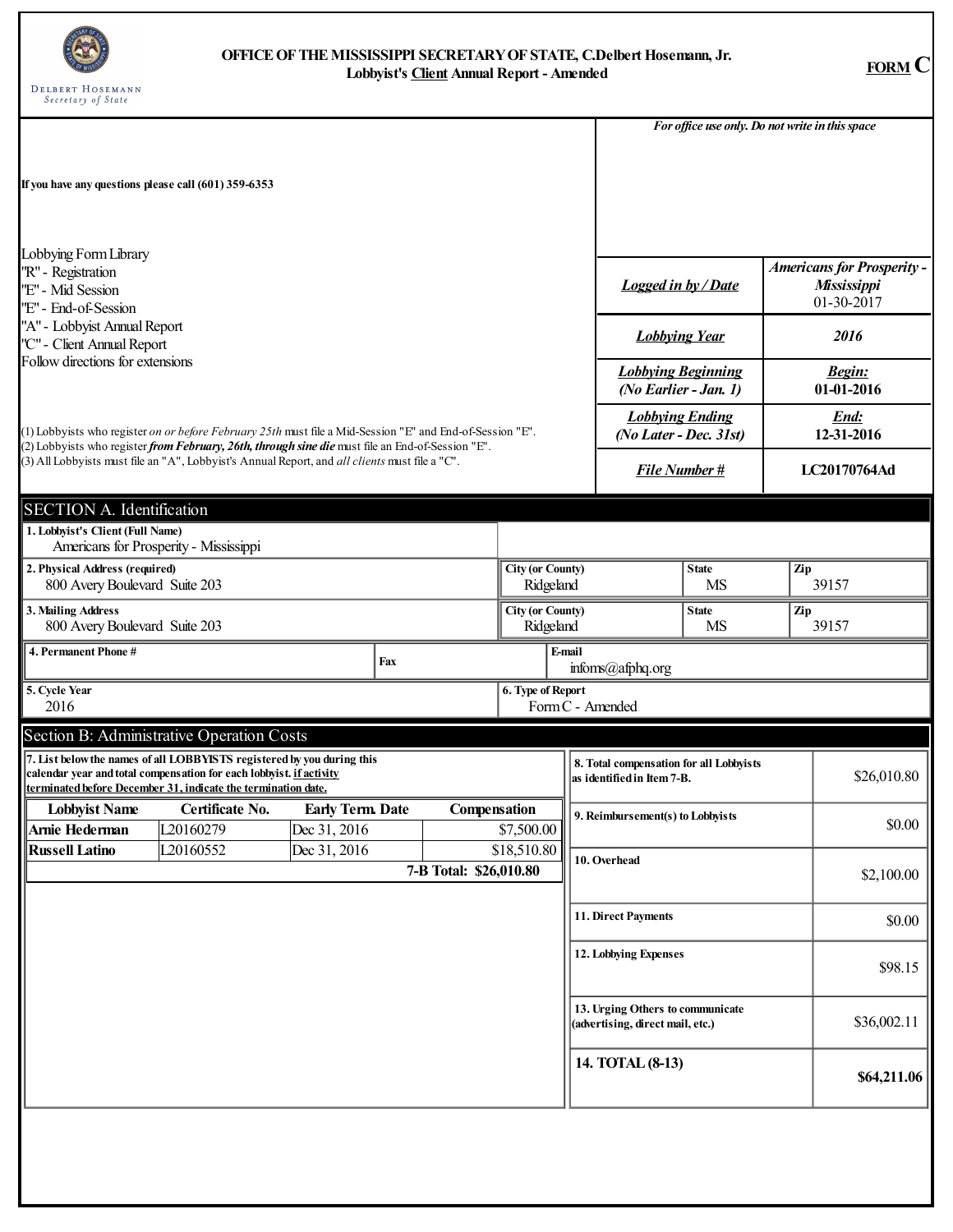# OFFICE OF THE MISSISSIPPI SECRETARY OF STATE, C.Delbert Hosemann, Jr.
## Lobbyist's Client Annual Report - Amended

**FORM C**

DELBERT HOSEMANN
*Secretary of State*

*For office use only. Do not write in this space*

If you have any questions please call (601) 359-6353

Lobbying Form Library
"R" - Registration
"E" - Mid Session
"E" - End-of-Session
"A" - Lobbyist Annual Report
"C" - Client Annual Report
Follow directions for extensions

(1) Lobbyists who register *on or before February 25th* must file a Mid-Session "E" and End-of-Session "E".
(2) Lobbyists who register ***from February, 26th, through sine die*** must file an End-of-Session "E".
(3) All Lobbyists must file an "A", Lobbyist's Annual Report, and *all clients* must file a "C".

| | |
|---|---|
| ***Logged in by / Date*** | ***Americans for Prosperity - Mississippi*** 01-30-2017 |
| ***Lobbying Year*** | ***2016*** |
| ***Lobbying Beginning (No Earlier - Jan. 1)*** | ***Begin:*** **01-01-2016** |
| ***Lobbying Ending (No Later - Dec. 31st)*** | ***End:*** **12-31-2016** |
| ***File Number #*** | **LC20170764Ad** |

## SECTION A. Identification

| Field | Value | City (or County) | State | Zip |
|---|---|---|---|---|
| **1. Lobbyist's Client (Full Name)** | Americans for Prosperity - Mississippi | | | |
| **2. Physical Address (required)** | 800 Avery Boulevard Suite 203 | Ridgeland | MS | 39157 |
| **3. Mailing Address** | 800 Avery Boulevard Suite 203 | Ridgeland | MS | 39157 |

| **4. Permanent Phone #** | **Fax** | **E-mail** |
|---|---|---|
| | | infoms@afphq.org |

| **5. Cycle Year** | **6. Type of Report** |
|---|---|
| 2016 | Form C - Amended |

## Section B: Administrative Operation Costs

**7. List below the names of all LOBBYISTS registered by you during this calendar year and total compensation for each lobbyist. if activity terminated before December 31, indicate the termination date.**

| Lobbyist Name | Certificate No. | Early Term. Date | Compensation |
|---|---|---|---|
| **Arnie Hederman** | L20160279 | Dec 31, 2016 | $7,500.00 |
| **Russell Latino** | L20160552 | Dec 31, 2016 | $18,510.80 |
| | | **7-B Total:** | **$26,010.80** |

| Item | Amount |
|---|---|
| **8. Total compensation for all Lobbyists as identified in Item 7-B.** | $26,010.80 |
| **9. Reimbursement(s) to Lobbyists** | $0.00 |
| **10. Overhead** | $2,100.00 |
| **11. Direct Payments** | $0.00 |
| **12. Lobbying Expenses** | $98.15 |
| **13. Urging Others to communicate (advertising, direct mail, etc.)** | $36,002.11 |
| **14. TOTAL (8-13)** | **$64,211.06** |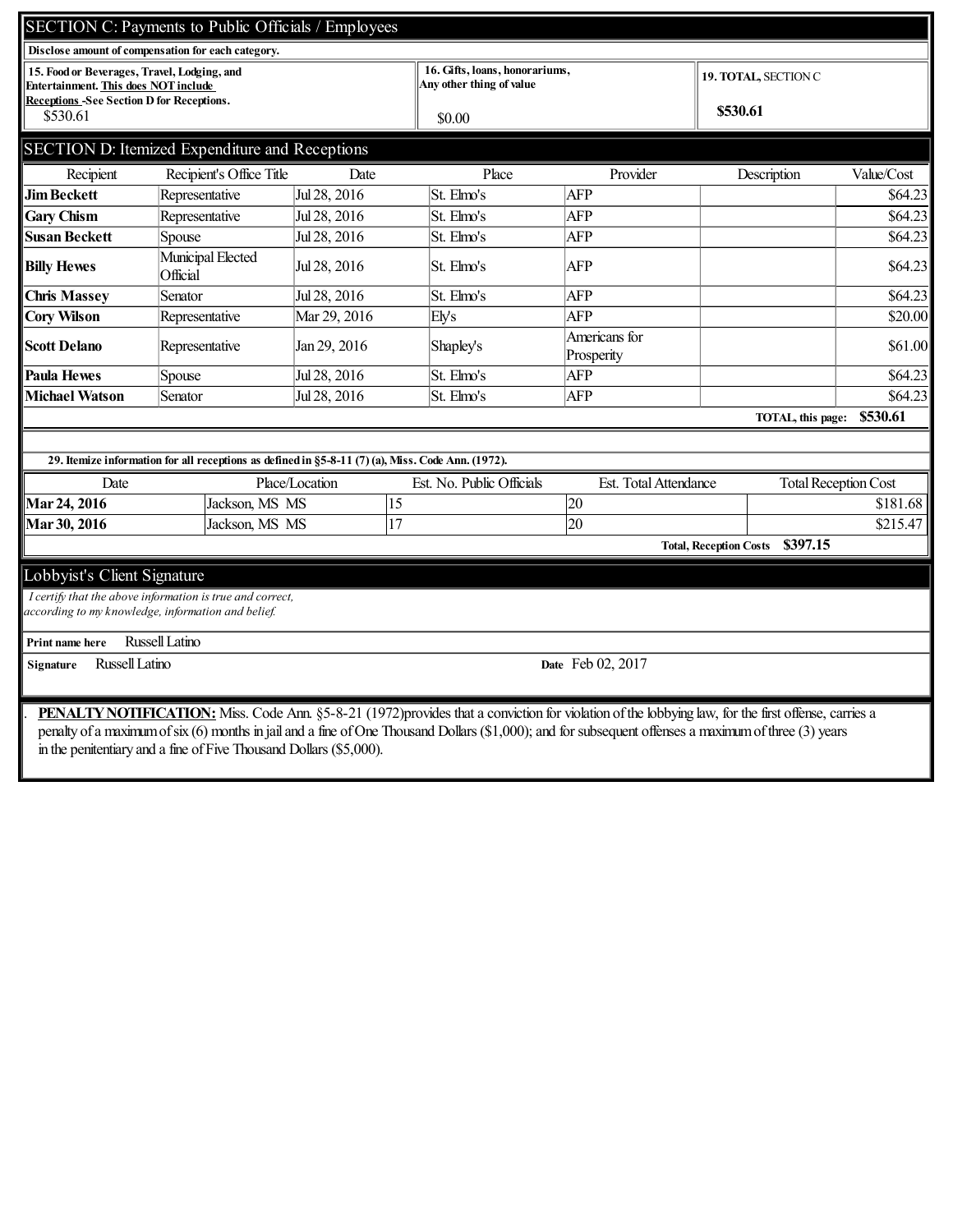## SECTION C: Payments to Public Officials / Employees

**Disclose amount of compensation for each category.**

| 15. Food or Beverages, Travel, Lodging, and Entertainment. This does NOT include Receptions -See Section D for Receptions. | 16. Gifts, loans, honorariums, Any other thing of value | 19. TOTAL, SECTION C |
|---|---|---|
| $530.61 | $0.00 | **$530.61** |

## SECTION D: Itemized Expenditure and Receptions

| Recipient | Recipient's Office Title | Date | Place | Provider | Description | Value/Cost |
|---|---|---|---|---|---|---|
| **Jim Beckett** | Representative | Jul 28, 2016 | St. Elmo's | AFP | | $64.23 |
| **Gary Chism** | Representative | Jul 28, 2016 | St. Elmo's | AFP | | $64.23 |
| **Susan Beckett** | Spouse | Jul 28, 2016 | St. Elmo's | AFP | | $64.23 |
| **Billy Hewes** | Municipal Elected Official | Jul 28, 2016 | St. Elmo's | AFP | | $64.23 |
| **Chris Massey** | Senator | Jul 28, 2016 | St. Elmo's | AFP | | $64.23 |
| **Cory Wilson** | Representative | Mar 29, 2016 | Ely's | AFP | | $20.00 |
| **Scott Delano** | Representative | Jan 29, 2016 | Shapley's | Americans for Prosperity | | $61.00 |
| **Paula Hewes** | Spouse | Jul 28, 2016 | St. Elmo's | AFP | | $64.23 |
| **Michael Watson** | Senator | Jul 28, 2016 | St. Elmo's | AFP | | $64.23 |
| | | | | | **TOTAL, this page:** | **$530.61** |

**29. Itemize information for all receptions as defined in §5-8-11 (7) (a), Miss. Code Ann. (1972).**

| Date | Place/Location | Est. No. Public Officials | Est. Total Attendance | Total Reception Cost |
|---|---|---|---|---|
| **Mar 24, 2016** | Jackson, MS MS | 15 | 20 | $181.68 |
| **Mar 30, 2016** | Jackson, MS MS | 17 | 20 | $215.47 |
| | | | **Total, Reception Costs** | **$397.15** |

## Lobbyist's Client Signature

*I certify that the above information is true and correct, according to my knowledge, information and belief.*

**Print name here** Russell Latino

**Signature** Russell Latino **Date** Feb 02, 2017

**PENALTY NOTIFICATION:** Miss. Code Ann. §5-8-21 (1972)provides that a conviction for violation of the lobbying law, for the first offense, carries a penalty of a maximum of six (6) months in jail and a fine of One Thousand Dollars ($1,000); and for subsequent offenses a maximum of three (3) years in the penitentiary and a fine of Five Thousand Dollars ($5,000).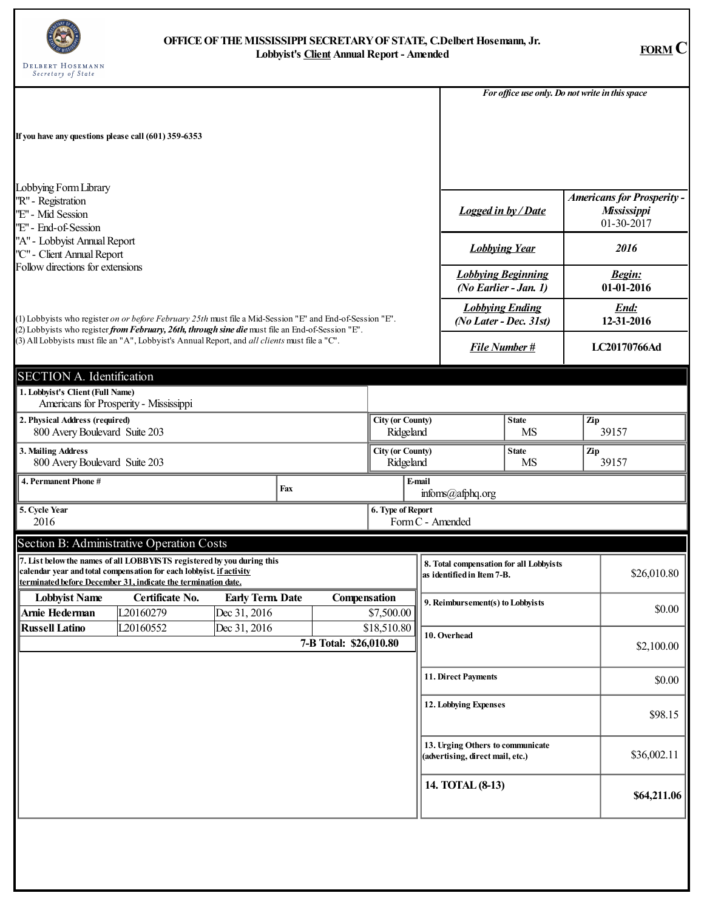# OFFICE OF THE MISSISSIPPI SECRETARY OF STATE, C.Delbert Hosemann, Jr.

**Lobbyist's Client Annual Report - Amended**

**FORM C**

DELBERT HOSEMANN
*Secretary of State*

*For office use only. Do not write in this space*

If you have any questions please call (601) 359-6353

Lobbying Form Library
"R" - Registration
"E" - Mid Session
"E" - End-of-Session
"A" - Lobbyist Annual Report
"C" - Client Annual Report
Follow directions for extensions

(1) Lobbyists who register *on or before February 25th* must file a Mid-Session "E" and End-of-Session "E".
(2) Lobbyists who register ***from February, 26th, through sine die*** must file an End-of-Session "E".
(3) All Lobbyists must file an "A", Lobbyist's Annual Report, and *all clients* must file a "C".

| | |
|---|---|
| ***Logged in by / Date*** | ***Americans for Prosperity - Mississippi*** 01-30-2017 |
| ***Lobbying Year*** | ***2016*** |
| ***Lobbying Beginning (No Earlier - Jan. 1)*** | ***Begin:*** **01-01-2016** |
| ***Lobbying Ending (No Later - Dec. 31st)*** | ***End:*** **12-31-2016** |
| ***File Number #*** | **LC20170766Ad** |

## SECTION A. Identification

**1. Lobbyist's Client (Full Name)**
Americans for Prosperity - Mississippi

| **2. Physical Address (required)** | **City (or County)** | **State** | **Zip** |
|---|---|---|---|
| 800 Avery Boulevard Suite 203 | Ridgeland | MS | 39157 |

| **3. Mailing Address** | **City (or County)** | **State** | **Zip** |
|---|---|---|---|
| 800 Avery Boulevard Suite 203 | Ridgeland | MS | 39157 |

| **4. Permanent Phone #** | **Fax** | **E-mail** |
|---|---|---|
| | | infoms@afphq.org |

| **5. Cycle Year** | **6. Type of Report** |
|---|---|
| 2016 | Form C - Amended |

## Section B: Administrative Operation Costs

**7. List below the names of all LOBBYISTS registered by you during this calendar year and total compensation for each lobbyist. if activity terminated before December 31, indicate the termination date.**

| Lobbyist Name | Certificate No. | Early Term. Date | Compensation |
|---|---|---|---|
| **Arnie Hederman** | L20160279 | Dec 31, 2016 | $7,500.00 |
| **Russell Latino** | L20160552 | Dec 31, 2016 | $18,510.80 |
| | | **7-B Total:** | **$26,010.80** |

| | |
|---|---|
| **8. Total compensation for all Lobbyists as identified in Item 7-B.** | $26,010.80 |
| **9. Reimbursement(s) to Lobbyists** | $0.00 |
| **10. Overhead** | $2,100.00 |
| **11. Direct Payments** | $0.00 |
| **12. Lobbying Expenses** | $98.15 |
| **13. Urging Others to communicate (advertising, direct mail, etc.)** | $36,002.11 |
| **14. TOTAL (8-13)** | **$64,211.06** |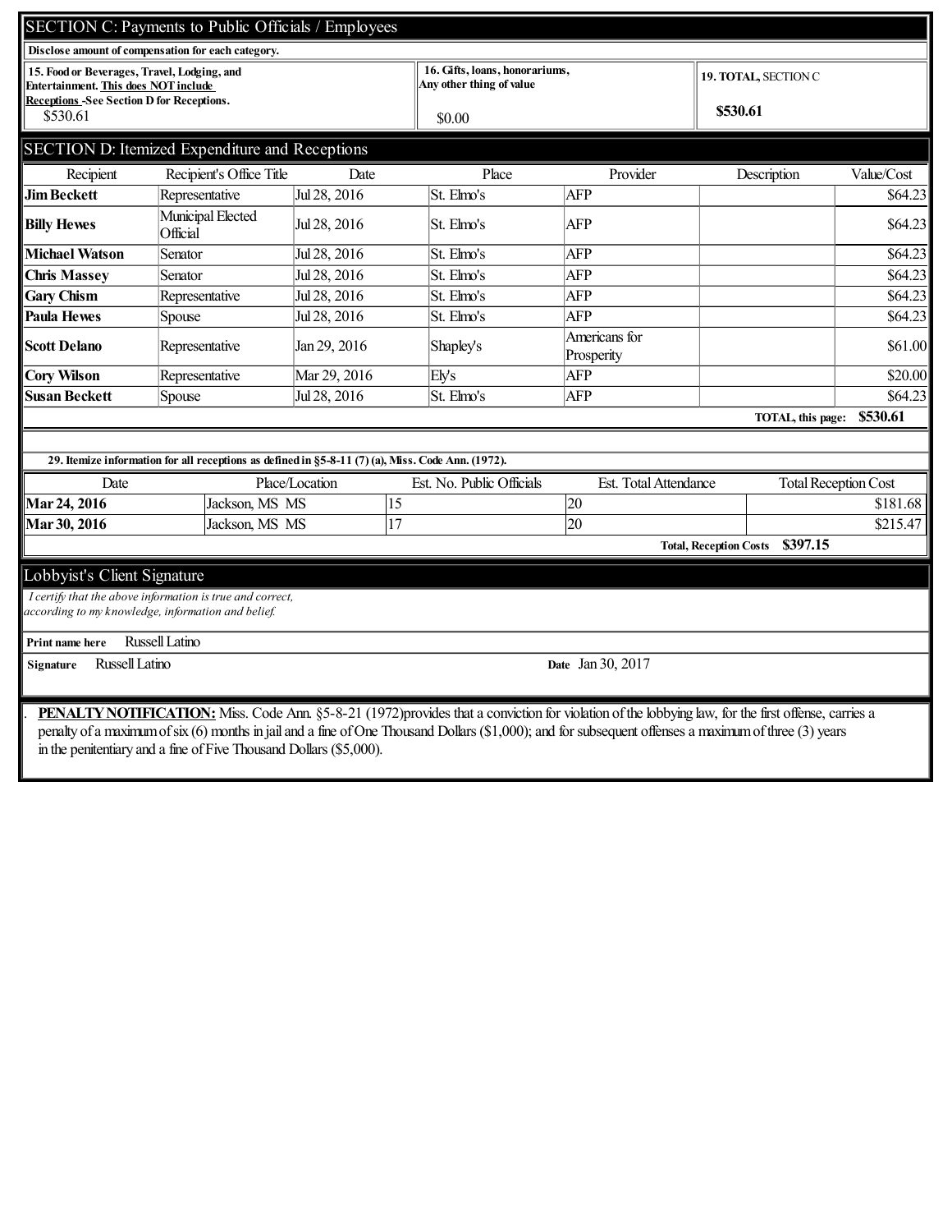## SECTION C: Payments to Public Officials / Employees

**Disclose amount of compensation for each category.**

| 15. Food or Beverages, Travel, Lodging, and Entertainment. This does NOT include Receptions -See Section D for Receptions. | 16. Gifts, loans, honorariums, Any other thing of value | 19. TOTAL, SECTION C |
|---|---|---|
| $530.61 | $0.00 | **$530.61** |

## SECTION D: Itemized Expenditure and Receptions

| Recipient | Recipient's Office Title | Date | Place | Provider | Description | Value/Cost |
|---|---|---|---|---|---|---|
| **Jim Beckett** | Representative | Jul 28, 2016 | St. Elmo's | AFP | | $64.23 |
| **Billy Hewes** | Municipal Elected Official | Jul 28, 2016 | St. Elmo's | AFP | | $64.23 |
| **Michael Watson** | Senator | Jul 28, 2016 | St. Elmo's | AFP | | $64.23 |
| **Chris Massey** | Senator | Jul 28, 2016 | St. Elmo's | AFP | | $64.23 |
| **Gary Chism** | Representative | Jul 28, 2016 | St. Elmo's | AFP | | $64.23 |
| **Paula Hewes** | Spouse | Jul 28, 2016 | St. Elmo's | AFP | | $64.23 |
| **Scott Delano** | Representative | Jan 29, 2016 | Shapley's | Americans for Prosperity | | $61.00 |
| **Cory Wilson** | Representative | Mar 29, 2016 | Ely's | AFP | | $20.00 |
| **Susan Beckett** | Spouse | Jul 28, 2016 | St. Elmo's | AFP | | $64.23 |
| | | | | | **TOTAL, this page:** | **$530.61** |

**29. Itemize information for all receptions as defined in §5-8-11 (7) (a), Miss. Code Ann. (1972).**

| Date | Place/Location | Est. No. Public Officials | Est. Total Attendance | Total Reception Cost |
|---|---|---|---|---|
| **Mar 24, 2016** | Jackson, MS MS | 15 | 20 | $181.68 |
| **Mar 30, 2016** | Jackson, MS MS | 17 | 20 | $215.47 |
| | | | **Total, Reception Costs** | **$397.15** |

## Lobbyist's Client Signature

*I certify that the above information is true and correct, according to my knowledge, information and belief.*

**Print name here** Russell Latino

**Signature** Russell Latino

**Date** Jan 30, 2017

**PENALTY NOTIFICATION:** Miss. Code Ann. §5-8-21 (1972)provides that a conviction for violation of the lobbying law, for the first offense, carries a penalty of a maximum of six (6) months in jail and a fine of One Thousand Dollars ($1,000); and for subsequent offenses a maximum of three (3) years in the penitentiary and a fine of Five Thousand Dollars ($5,000).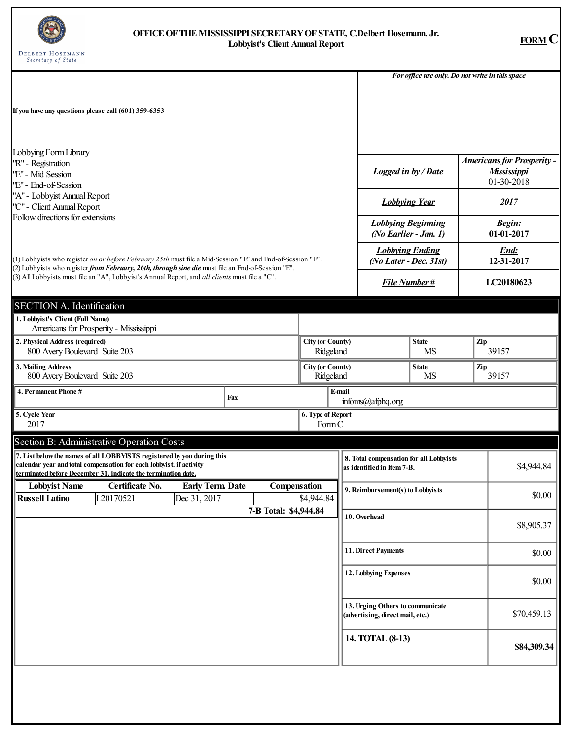# OFFICE OF THE MISSISSIPPI SECRETARY OF STATE, C.Delbert Hosemann, Jr.
## Lobbyist's Client Annual Report

DELBERT HOSEMANN
*Secretary of State*

**FORM C**

If you have any questions please call (601) 359-6353

Lobbying Form Library
"R" - Registration
"E" - Mid Session
"E" - End-of-Session
"A" - Lobbyist Annual Report
"C" - Client Annual Report
Follow directions for extensions

(1) Lobbyists who register *on or before February 25th* must file a Mid-Session "E" and End-of-Session "E".
(2) Lobbyists who register ***from February, 26th, through sine die*** must file an End-of-Session "E".
(3) All Lobbyists must file an "A", Lobbyist's Annual Report, and *all clients* must file a "C".

***For office use only. Do not write in this space***

| | |
|---|---|
| ***Logged in by / Date*** | ***Americans for Prosperity - Mississippi*** 01-30-2018 |
| ***Lobbying Year*** | ***2017*** |
| ***Lobbying Beginning (No Earlier - Jan. 1)*** | ***Begin:*** **01-01-2017** |
| ***Lobbying Ending (No Later - Dec. 31st)*** | ***End:*** **12-31-2017** |
| ***File Number #*** | **LC20180623** |

## SECTION A. Identification

**1. Lobbyist's Client (Full Name)**
Americans for Prosperity - Mississippi

| **2. Physical Address (required)** | **City (or County)** | **State** | **Zip** |
|---|---|---|---|
| 800 Avery Boulevard Suite 203 | Ridgeland | MS | 39157 |

| **3. Mailing Address** | **City (or County)** | **State** | **Zip** |
|---|---|---|---|
| 800 Avery Boulevard Suite 203 | Ridgeland | MS | 39157 |

| **4. Permanent Phone #** | **Fax** | **E-mail** |
|---|---|---|
| | | infoms@afphq.org |

| **5. Cycle Year** | **6. Type of Report** |
|---|---|
| 2017 | Form C |

## Section B: Administrative Operation Costs

**7. List below the names of all LOBBYISTS registered by you during this calendar year and total compensation for each lobbyist. if activity terminated before December 31, indicate the termination date.**

| Lobbyist Name | Certificate No. | Early Term. Date | Compensation |
|---|---|---|---|
| **Russell Latino** | L20170521 | Dec 31, 2017 | $4,944.84 |
| | | | **7-B Total: $4,944.84** |

| | |
|---|---|
| **8. Total compensation for all Lobbyists as identified in Item 7-B.** | $4,944.84 |
| **9. Reimbursement(s) to Lobbyists** | $0.00 |
| **10. Overhead** | $8,905.37 |
| **11. Direct Payments** | $0.00 |
| **12. Lobbying Expenses** | $0.00 |
| **13. Urging Others to communicate (advertising, direct mail, etc.)** | $70,459.13 |
| **14. TOTAL (8-13)** | **$84,309.34** |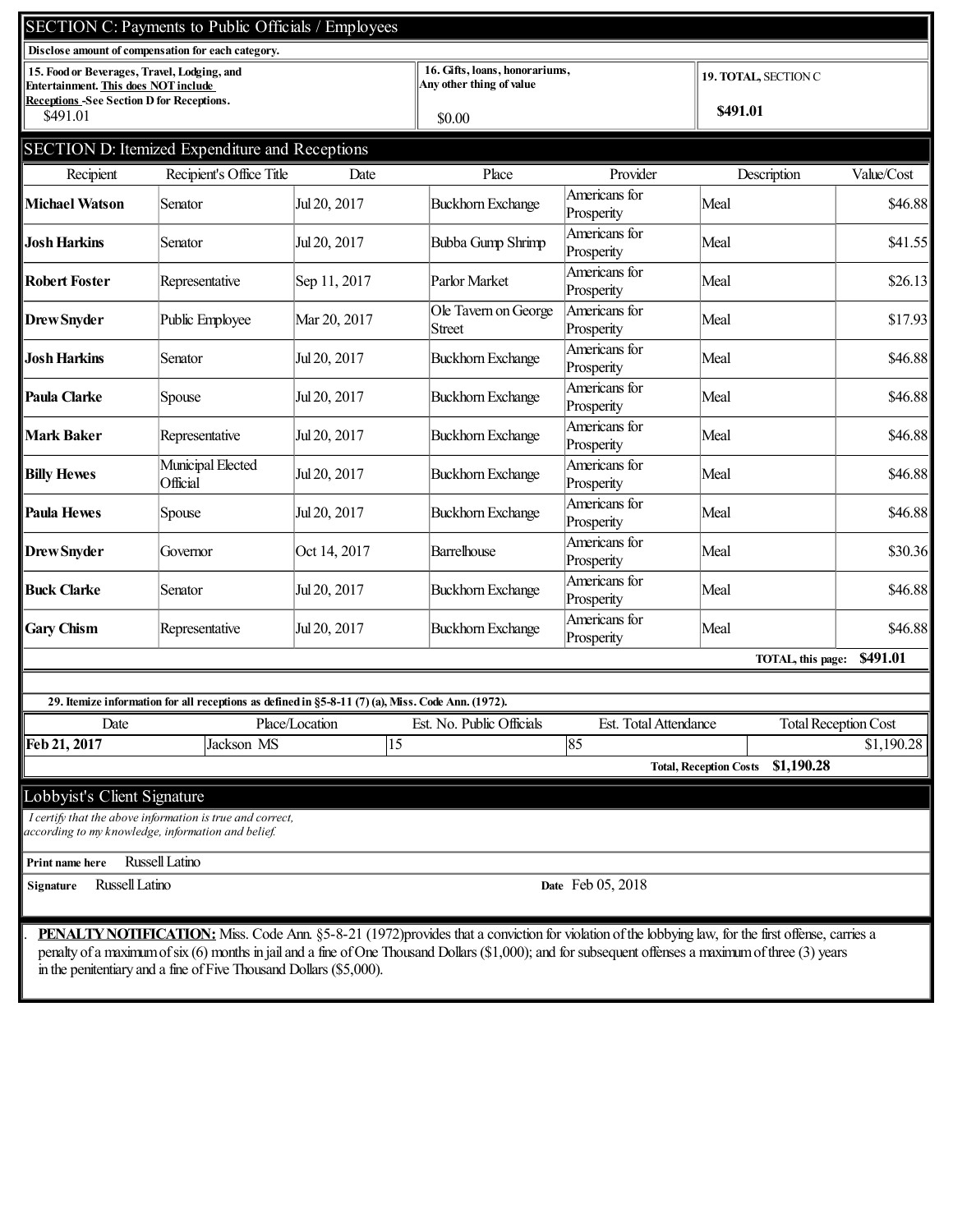## SECTION C: Payments to Public Officials / Employees

**Disclose amount of compensation for each category.**

| 15. Food or Beverages, Travel, Lodging, and Entertainment. This does NOT include Receptions -See Section D for Receptions. | 16. Gifts, loans, honorariums, Any other thing of value | 19. TOTAL, SECTION C |
|---|---|---|
| $491.01 | $0.00 | **$491.01** |

## SECTION D: Itemized Expenditure and Receptions

| Recipient | Recipient's Office Title | Date | Place | Provider | Description | Value/Cost |
|---|---|---|---|---|---|---|
| **Michael Watson** | Senator | Jul 20, 2017 | Buckhorn Exchange | Americans for Prosperity | Meal | $46.88 |
| **Josh Harkins** | Senator | Jul 20, 2017 | Bubba Gump Shrimp | Americans for Prosperity | Meal | $41.55 |
| **Robert Foster** | Representative | Sep 11, 2017 | Parlor Market | Americans for Prosperity | Meal | $26.13 |
| **Drew Snyder** | Public Employee | Mar 20, 2017 | Ole Tavern on George Street | Americans for Prosperity | Meal | $17.93 |
| **Josh Harkins** | Senator | Jul 20, 2017 | Buckhorn Exchange | Americans for Prosperity | Meal | $46.88 |
| **Paula Clarke** | Spouse | Jul 20, 2017 | Buckhorn Exchange | Americans for Prosperity | Meal | $46.88 |
| **Mark Baker** | Representative | Jul 20, 2017 | Buckhorn Exchange | Americans for Prosperity | Meal | $46.88 |
| **Billy Hewes** | Municipal Elected Official | Jul 20, 2017 | Buckhorn Exchange | Americans for Prosperity | Meal | $46.88 |
| **Paula Hewes** | Spouse | Jul 20, 2017 | Buckhorn Exchange | Americans for Prosperity | Meal | $46.88 |
| **Drew Snyder** | Governor | Oct 14, 2017 | Barrelhouse | Americans for Prosperity | Meal | $30.36 |
| **Buck Clarke** | Senator | Jul 20, 2017 | Buckhorn Exchange | Americans for Prosperity | Meal | $46.88 |
| **Gary Chism** | Representative | Jul 20, 2017 | Buckhorn Exchange | Americans for Prosperity | Meal | $46.88 |
| | | | | | **TOTAL, this page:** | **$491.01** |

**29. Itemize information for all receptions as defined in §5-8-11 (7) (a), Miss. Code Ann. (1972).**

| Date | Place/Location | Est. No. Public Officials | Est. Total Attendance | Total Reception Cost |
|---|---|---|---|---|
| **Feb 21, 2017** | Jackson MS | 15 | 85 | $1,190.28 |
| | | | **Total, Reception Costs** | **$1,190.28** |

## Lobbyist's Client Signature

*I certify that the above information is true and correct, according to my knowledge, information and belief.*

**Print name here** Russell Latino

**Signature** Russell Latino **Date** Feb 05, 2018

**PENALTY NOTIFICATION:** Miss. Code Ann. §5-8-21 (1972)provides that a conviction for violation of the lobbying law, for the first offense, carries a penalty of a maximum of six (6) months in jail and a fine of One Thousand Dollars ($1,000); and for subsequent offenses a maximum of three (3) years in the penitentiary and a fine of Five Thousand Dollars ($5,000).